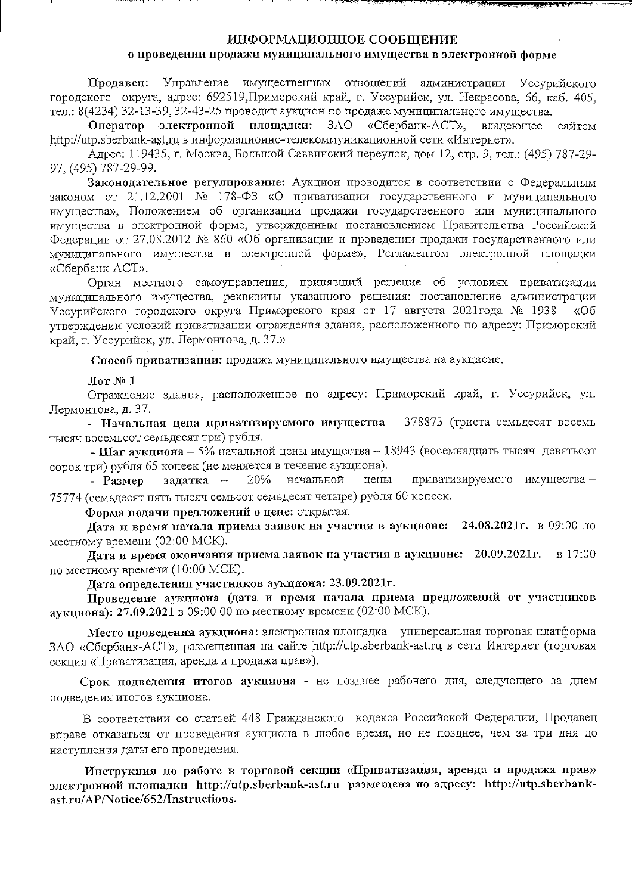# ИНФОРМАЦИОННОЕ СООБЩЕНИЕ

## о проведении продажи муниципального имущества в электронной форме

**Продавец:** Управление имущественных отношений администрации Уссурийского городского округа, адрес: 692519,Приморский край, г. Уссурийск, ул. Некрасова, 66, каб. 405, тел.: 8(4234) 32-13-39, 32-43-25 проводит аукцион по продаже муниципального имущества.

**Оператор электронной площадки:** ЗАО «Сбербанк-АСТ», владеющее сайтом http://utp.sberbank-ast.ru в информационно-телекоммуникационной сети «Интернет».

Адрес: 119435, г. Москва, Большой Саввинский переулок, дом 12, стр. 9, тел.: (495) 787-29-97, (495) 787-29-99.

**Законодательное регулирование:** Аукцион проводится в соответствии с Федеральным законом от 21.12.2001 № 178-ФЗ «О приватизации государственного и муниципального имущества», Положением об организации продажи государственного или муниципального имущества в электронной форме, утвержденным постановлением Правительства Российской Федерации от 27.08.2012 № 860 «Об организации и проведении продажи государственного или муниципального имущества в электронной форме», Регламентом электронной площадки «Сбербанк-АСТ».

Орган местного самоуправления, принявший решение об условиях приватизации муниципального имущества, реквизиты указанного решения: постановление администрации Уссурийского городского округа Приморского края от 17 августа 2021года № 1938 «Об утверждении условий приватизации ограждения здания, расположенного по адресу: Приморский край, г. Уссурийск, ул. Лермонтова, д. 37.»

**Способ приватизации:** продажа муниципального имущества на аукционе.

**Лот № 1**

Ограждение здания, расположенное по адресу: Приморский край, г. Уссурийск, ул. Лермонтова, д. 37.

- **Начальная цена приватизируемого имущества** – 378873 (триста семьдесят восемь тысяч восемьсот семьдесят три) рубля.
- **Шаг аукциона** – 5% начальной цены имущества – 18943 (восемнадцать тысяч девятьсот сорок три) рубля 65 копеек (не меняется в течение аукциона).
- **Размер задатка** – 20% начальной цены приватизируемого имущества – 75774 (семьдесят пять тысяч семьсот семьдесят четыре) рубля 60 копеек.

**Форма подачи предложений о цене:** открытая.

**Дата и время начала приема заявок на участия в аукционе: 24.08.2021г.** в 09:00 по местному времени (02:00 МСК).

**Дата и время окончания приема заявок на участия в аукционе: 20.09.2021г.** в 17:00 по местному времени (10:00 МСК).

**Дата определения участников аукциона: 23.09.2021г.**

**Проведение аукциона (дата и время начала приема предложений от участников аукциона): 27.09.2021** в 09:00 00 по местному времени (02:00 МСК).

**Место проведения аукциона:** электронная площадка – универсальная торговая платформа ЗАО «Сбербанк-АСТ», размещенная на сайте http://utp.sberbank-ast.ru в сети Интернет (торговая секция «Приватизация, аренда и продажа прав»).

**Срок подведения итогов аукциона** - не позднее рабочего дня, следующего за днем подведения итогов аукциона.

В соответствии со статьей 448 Гражданского кодекса Российской Федерации, Продавец вправе отказаться от проведения аукциона в любое время, но не позднее, чем за три дня до наступления даты его проведения.

**Инструкция по работе в торговой секции «Приватизация, аренда и продажа прав» электронной площадки http://utp.sberbank-ast.ru размещена по адресу: http://utp.sberbank-ast.ru/AP/Notice/652/Instructions.**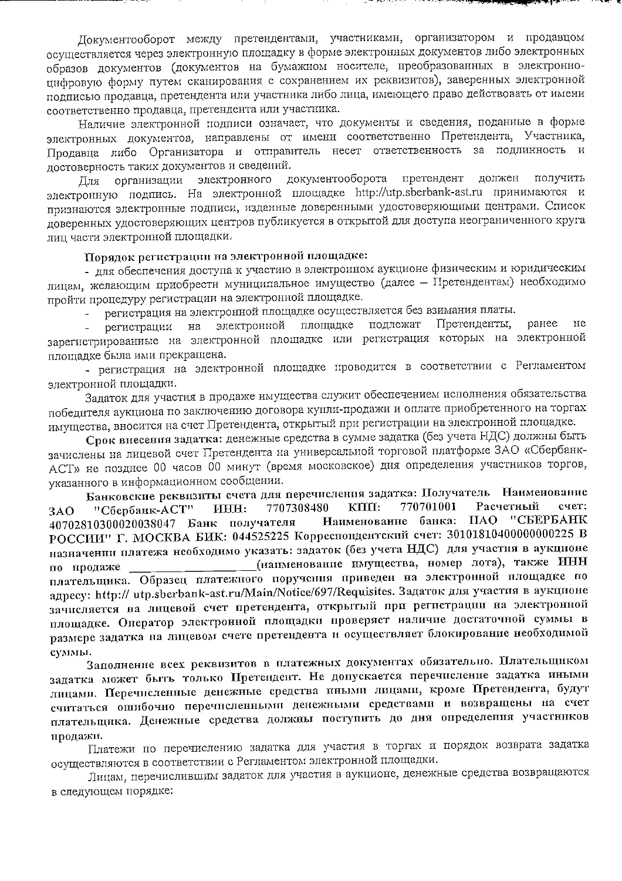Документооборот между претендентами, участниками, организатором и продавцом осуществляется через электронную площадку в форме электронных документов либо электронных образов документов (документов на бумажном носителе, преобразованных в электронно-цифровую форму путем сканирования с сохранением их реквизитов), заверенных электронной подписью продавца, претендента или участника либо лица, имеющего право действовать от имени соответственно продавца, претендента или участника.

Наличие электронной подписи означает, что документы и сведения, поданные в форме электронных документов, направлены от имени соответственно Претендента, Участника, Продавца либо Организатора и отправитель несет ответственность за подлинность и достоверность таких документов и сведений.

Для организации электронного документооборота претендент должен получить электронную подпись. На электронной площадке http://utp.sberbank-ast.ru принимаются и признаются электронные подписи, изданные доверенными удостоверяющими центрами. Список доверенных удостоверяющих центров публикуется в открытой для доступа неограниченного круга лиц части электронной площадки.

**Порядок регистрации на электронной площадке:**

- для обеспечения доступа к участию в электронном аукционе физическим и юридическим лицам, желающим приобрести муниципальное имущество (далее – Претендентам) необходимо пройти процедуру регистрации на электронной площадке.
- регистрация на электронной площадке осуществляется без взимания платы.
- регистрации на электронной площадке подлежат Претенденты, ранее не зарегистрированные на электронной площадке или регистрация которых на электронной площадке была ими прекращена.
- регистрация на электронной площадке проводится в соответствии с Регламентом электронной площадки.

Задаток для участия в продаже имущества служит обеспечением исполнения обязательства победителя аукциона по заключению договора купли-продажи и оплате приобретенного на торгах имущества, вносится на счет Претендента, открытый при регистрации на электронной площадке.

**Срок внесения задатка:** денежные средства в сумме задатка (без учета НДС) должны быть зачислены на лицевой счет Претендента на универсальной торговой платформе ЗАО «Сбербанк-АСТ» не позднее 00 часов 00 минут (время московское) дня определения участников торгов, указанного в информационном сообщении.

**Банковские реквизиты счета для перечисления задатка: Получатель Наименование ЗАО "Сбербанк-АСТ" ИНН: 7707308480 КПП: 770701001 Расчетный счет: 40702810300020038047 Банк получателя Наименование банка: ПАО "СБЕРБАНК РОССИИ" Г. МОСКВА БИК: 044525225 Корреспондентский счет: 30101810400000000225 В назначении платежа необходимо указать: задаток (без учета НДС) для участия в аукционе по продаже \_\_\_\_\_\_\_\_\_\_\_\_\_\_\_\_\_\_\_\_(наименование имущества, номер лота), также ИНН плательщика. Образец платежного поручения приведен на электронной площадке по адресу: http:// utp.sberbank-ast.ru/Main/Notice/697/Requisites. Задаток для участия в аукционе зачисляется на лицевой счет претендента, открытый при регистрации на электронной площадке. Оператор электронной площадки проверяет наличие достаточной суммы в размере задатка на лицевом счете претендента и осуществляет блокирование необходимой суммы.**

**Заполнение всех реквизитов в платежных документах обязательно. Плательщиком задатка может быть только Претендент. Не допускается перечисление задатка иными лицами. Перечисленные денежные средства иными лицами, кроме Претендента, будут считаться ошибочно перечисленными денежными средствами и возвращены на счет плательщика. Денежные средства должны поступить до дня определения участников продажи.**

Платежи по перечислению задатка для участия в торгах и порядок возврата задатка осуществляются в соответствии с Регламентом электронной площадки.

Лицам, перечислившим задаток для участия в аукционе, денежные средства возвращаются в следующем порядке: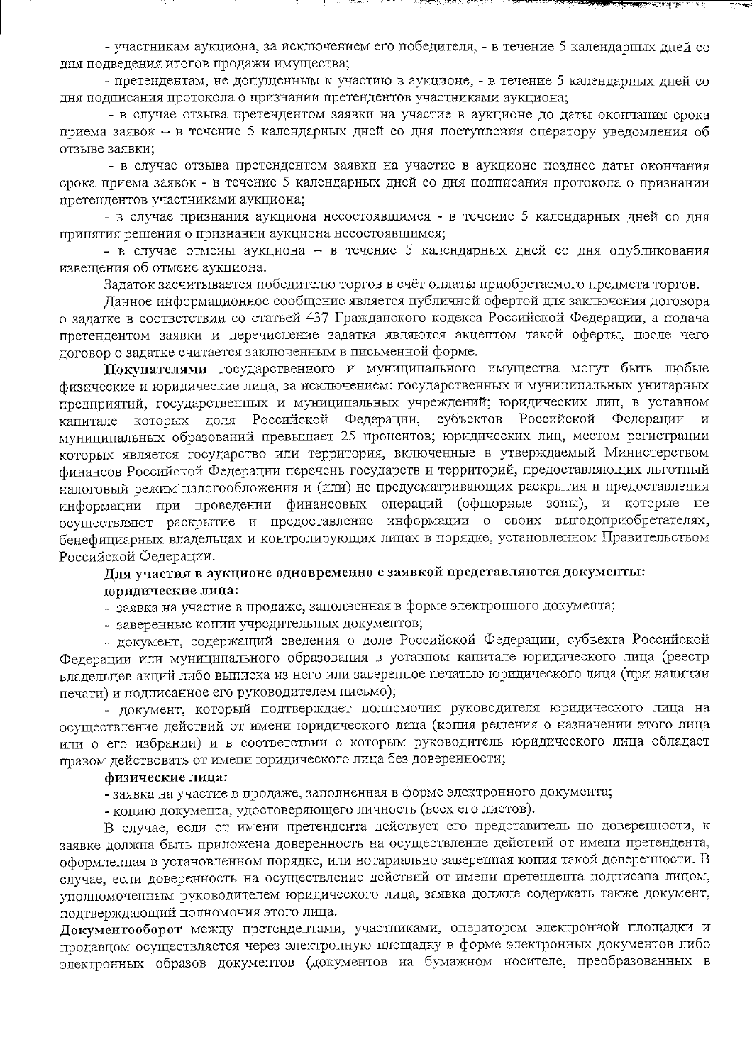- участникам аукциона, за исключением его победителя, - в течение 5 календарных дней со дня подведения итогов продажи имущества;

- претендентам, не допущенным к участию в аукционе, - в течение 5 календарных дней со дня подписания протокола о признании претендентов участниками аукциона;

- в случае отзыва претендентом заявки на участие в аукционе до даты окончания срока приема заявок -- в течение 5 календарных дней со дня поступления оператору уведомления об отзыве заявки;

- в случае отзыва претендентом заявки на участие в аукционе позднее даты окончания срока приема заявок - в течение 5 календарных дней со дня подписания протокола о признании претендентов участниками аукциона;

- в случае признания аукциона несостоявшимся - в течение 5 календарных дней со дня принятия решения о признании аукциона несостоявшимся;

- в случае отмены аукциона – в течение 5 календарных дней со дня опубликования извещения об отмене аукциона.

Задаток засчитывается победителю торгов в счёт оплаты приобретаемого предмета торгов.

Данное информационное сообщение является публичной офертой для заключения договора о задатке в соответствии со статьей 437 Гражданского кодекса Российской Федерации, а подача претендентом заявки и перечисление задатка являются акцептом такой оферты, после чего договор о задатке считается заключенным в письменной форме.

**Покупателями** государственного и муниципального имущества могут быть любые физические и юридические лица, за исключением: государственных и муниципальных унитарных предприятий, государственных и муниципальных учреждений; юридических лиц, в уставном капитале которых доля Российской Федерации, субъектов Российской Федерации и муниципальных образований превышает 25 процентов; юридических лиц, местом регистрации которых является государство или территория, включенные в утверждаемый Министерством финансов Российской Федерации перечень государств и территорий, предоставляющих льготный налоговый режим налогообложения и (или) не предусматривающих раскрытия и предоставления информации при проведении финансовых операций (офшорные зоны), и которые не осуществляют раскрытие и предоставление информации о своих выгодоприобретателях, бенефициарных владельцах и контролирующих лицах в порядке, установленном Правительством Российской Федерации.

**Для участия в аукционе одновременно с заявкой представляются документы:**

**юридические лица:**

- заявка на участие в продаже, заполненная в форме электронного документа;
- заверенные копии учредительных документов;
- документ, содержащий сведения о доле Российской Федерации, субъекта Российской Федерации или муниципального образования в уставном капитале юридического лица (реестр владельцев акций либо выписка из него или заверенное печатью юридического лица (при наличии печати) и подписанное его руководителем письмо);
- документ, который подтверждает полномочия руководителя юридического лица на осуществление действий от имени юридического лица (копия решения о назначении этого лица или о его избрании) и в соответствии с которым руководитель юридического лица обладает правом действовать от имени юридического лица без доверенности;

**физические лица:**

- заявка на участие в продаже, заполненная в форме электронного документа;
- копию документа, удостоверяющего личность (всех его листов).

В случае, если от имени претендента действует его представитель по доверенности, к заявке должна быть приложена доверенность на осуществление действий от имени претендента, оформленная в установленном порядке, или нотариально заверенная копия такой доверенности. В случае, если доверенность на осуществление действий от имени претендента подписана лицом, уполномоченным руководителем юридического лица, заявка должна содержать также документ, подтверждающий полномочия этого лица.

**Документооборот** между претендентами, участниками, оператором электронной площадки и продавцом осуществляется через электронную площадку в форме электронных документов либо электронных образов документов (документов на бумажном носителе, преобразованных в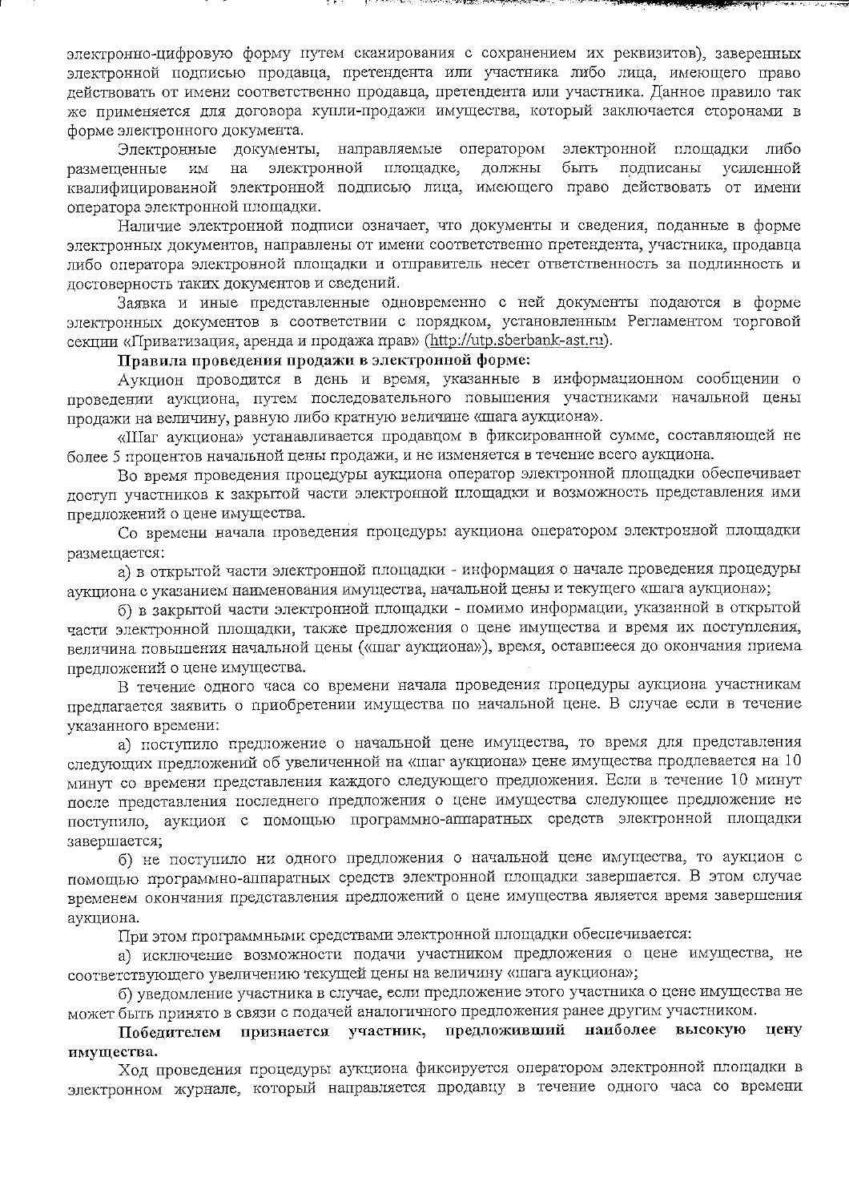электронно-цифровую форму путем сканирования с сохранением их реквизитов), заверенных электронной подписью продавца, претендента или участника либо лица, имеющего право действовать от имени соответственно продавца, претендента или участника. Данное правило так же применяется для договора купли-продажи имущества, который заключается сторонами в форме электронного документа.

Электронные документы, направляемые оператором электронной площадки либо размещенные им на электронной площадке, должны быть подписаны усиленной квалифицированной электронной подписью лица, имеющего право действовать от имени оператора электронной площадки.

Наличие электронной подписи означает, что документы и сведения, поданные в форме электронных документов, направлены от имени соответственно претендента, участника, продавца либо оператора электронной площадки и отправитель несет ответственность за подлинность и достоверность таких документов и сведений.

Заявка и иные представленные одновременно с ней документы подаются в форме электронных документов в соответствии с порядком, установленным Регламентом торговой секции «Приватизация, аренда и продажа прав» (http://utp.sberbank-ast.ru).

**Правила проведения продажи в электронной форме:**

Аукцион проводится в день и время, указанные в информационном сообщении о проведении аукциона, путем последовательного повышения участниками начальной цены продажи на величину, равную либо кратную величине «шага аукциона».

«Шаг аукциона» устанавливается продавцом в фиксированной сумме, составляющей не более 5 процентов начальной цены продажи, и не изменяется в течение всего аукциона.

Во время проведения процедуры аукциона оператор электронной площадки обеспечивает доступ участников к закрытой части электронной площадки и возможность представления ими предложений о цене имущества.

Со времени начала проведения процедуры аукциона оператором электронной площадки размещается:

а) в открытой части электронной площадки - информация о начале проведения процедуры аукциона с указанием наименования имущества, начальной цены и текущего «шага аукциона»;

б) в закрытой части электронной площадки - помимо информации, указанной в открытой части электронной площадки, также предложения о цене имущества и время их поступления, величина повышения начальной цены («шаг аукциона»), время, оставшееся до окончания приема предложений о цене имущества.

В течение одного часа со времени начала проведения процедуры аукциона участникам предлагается заявить о приобретении имущества по начальной цене. В случае если в течение указанного времени:

а) поступило предложение о начальной цене имущества, то время для представления следующих предложений об увеличенной на «шаг аукциона» цене имущества продлевается на 10 минут со времени представления каждого следующего предложения. Если в течение 10 минут после представления последнего предложения о цене имущества следующее предложение не поступило, аукцион с помощью программно-аппаратных средств электронной площадки завершается;

б) не поступило ни одного предложения о начальной цене имущества, то аукцион с помощью программно-аппаратных средств электронной площадки завершается. В этом случае временем окончания представления предложений о цене имущества является время завершения аукциона.

При этом программными средствами электронной площадки обеспечивается:

а) исключение возможности подачи участником предложения о цене имущества, не соответствующего увеличению текущей цены на величину «шага аукциона»;

б) уведомление участника в случае, если предложение этого участника о цене имущества не может быть принято в связи с подачей аналогичного предложения ранее другим участником.

**Победителем признается участник, предложивший наиболее высокую цену имущества.**

Ход проведения процедуры аукциона фиксируется оператором электронной площадки в электронном журнале, который направляется продавцу в течение одного часа со времени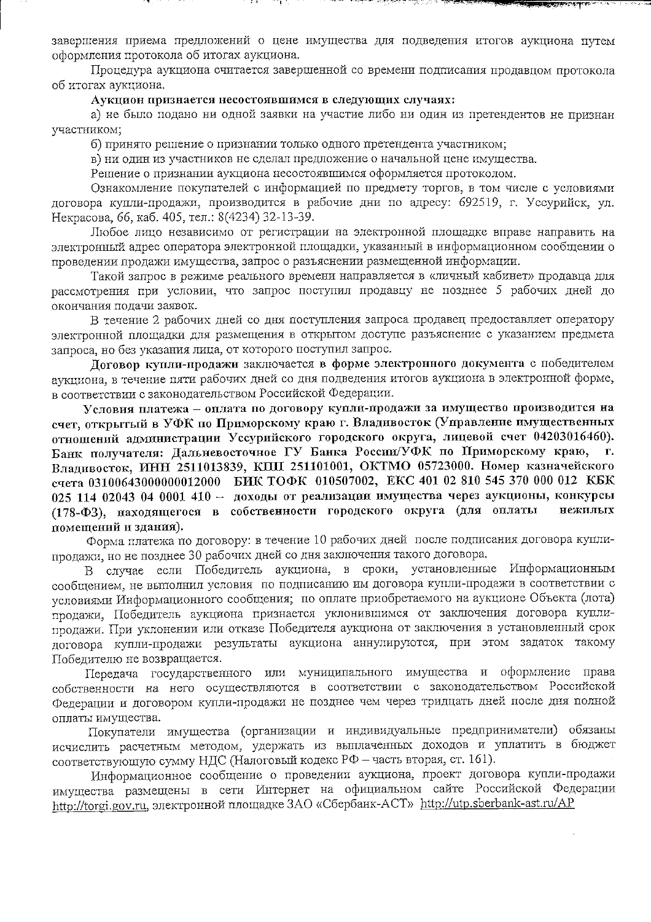завершения приема предложений о цене имущества для подведения итогов аукциона путем оформления протокола об итогах аукциона.

Процедура аукциона считается завершенной со времени подписания продавцом протокола об итогах аукциона.

**Аукцион признается несостоявшимся в следующих случаях:**

а) не было подано ни одной заявки на участие либо ни один из претендентов не признан участником;

б) принято решение о признании только одного претендента участником;

в) ни один из участников не сделал предложение о начальной цене имущества.

Решение о признании аукциона несостоявшимся оформляется протоколом.

Ознакомление покупателей с информацией по предмету торгов, в том числе с условиями договора купли-продажи, производится в рабочие дни по адресу: 692519, г. Уссурийск, ул. Некрасова, 66, каб. 405, тел.: 8(4234) 32-13-39.

Любое лицо независимо от регистрации на электронной площадке вправе направить на электронный адрес оператора электронной площадки, указанный в информационном сообщении о проведении продажи имущества, запрос о разъяснении размещенной информации.

Такой запрос в режиме реального времени направляется в «личный кабинет» продавца для рассмотрения при условии, что запрос поступил продавцу не позднее 5 рабочих дней до окончания подачи заявок.

В течение 2 рабочих дней со дня поступления запроса продавец предоставляет оператору электронной площадки для размещения в открытом доступе разъяснение с указанием предмета запроса, но без указания лица, от которого поступил запрос.

**Договор купли-продажи заключается в форме электронного документа** с победителем аукциона, в течение пяти рабочих дней со дня подведения итогов аукциона в электронной форме, в соответствии с законодательством Российской Федерации.

**Условия платежа – оплата по договору купли-продажи за имущество производится на счет, открытый в УФК по Приморскому краю г. Владивосток (Управление имущественных отношений администрации Уссурийского городского округа, лицевой счет 04203016460). Банк получателя: Дальневосточное ГУ Банка России/УФК по Приморскому краю, г. Владивосток, ИНН 2511013839, КПП 251101001, ОКТМО 05723000. Номер казначейского счета 03100643000000012000 БИК ТОФК 010507002, ЕКС 401 02 810 545 370 000 012 КБК 025 114 02043 04 0001 410 – доходы от реализации имущества через аукционы, конкурсы (178-ФЗ), находящегося в собственности городского округа (для оплаты нежилых помещений и здания).**

Форма платежа по договору: в течение 10 рабочих дней после подписания договора купли-продажи, но не позднее 30 рабочих дней со дня заключения такого договора.

В случае если Победитель аукциона, в сроки, установленные Информационным сообщением, не выполнил условия по подписанию им договора купли-продажи в соответствии с условиями Информационного сообщения; по оплате приобретаемого на аукционе Объекта (лота) продажи, Победитель аукциона признается уклонившимся от заключения договора купли-продажи. При уклонении или отказе Победителя аукциона от заключения в установленный срок договора купли-продажи результаты аукциона аннулируются, при этом задаток такому Победителю не возвращается.

Передача государственного или муниципального имущества и оформление права собственности на него осуществляются в соответствии с законодательством Российской Федерации и договором купли-продажи не позднее чем через тридцать дней после дня полной оплаты имущества.

Покупатели имущества (организации и индивидуальные предприниматели) обязаны исчислить расчетным методом, удержать из выплаченных доходов и уплатить в бюджет соответствующую сумму НДС (Налоговый кодекс РФ – часть вторая, ст. 161).

Информационное сообщение о проведении аукциона, проект договора купли-продажи имущества размещены в сети Интернет на официальном сайте Российской Федерации http://torgi.gov.ru, электронной площадке ЗАО «Сбербанк-АСТ» http://utp.sberbank-ast.ru/AP